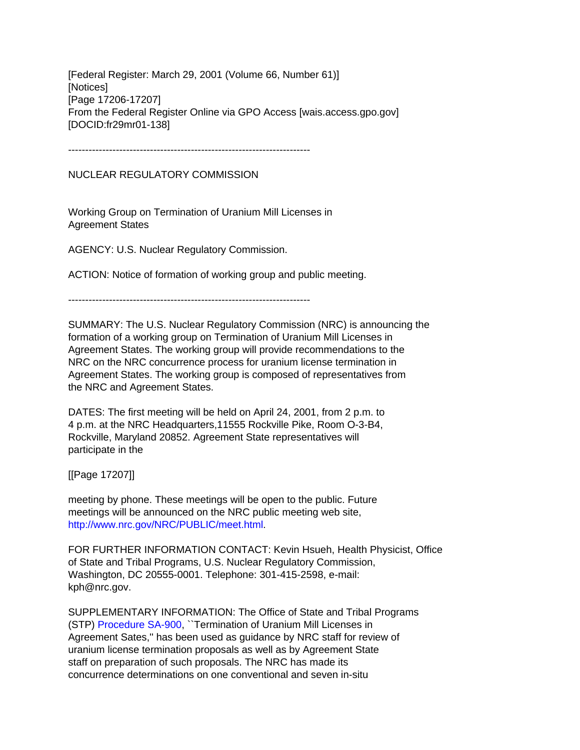[Federal Register: March 29, 2001 (Volume 66, Number 61)]
[Notices]
[Page 17206-17207]
From the Federal Register Online via GPO Access [wais.access.gpo.gov]
[DOCID:fr29mr01-138]

-----------------------------------------------------------------------

NUCLEAR REGULATORY COMMISSION

Working Group on Termination of Uranium Mill Licenses in Agreement States

AGENCY: U.S. Nuclear Regulatory Commission.

ACTION: Notice of formation of working group and public meeting.

-----------------------------------------------------------------------

SUMMARY: The U.S. Nuclear Regulatory Commission (NRC) is announcing the formation of a working group on Termination of Uranium Mill Licenses in Agreement States. The working group will provide recommendations to the NRC on the NRC concurrence process for uranium license termination in Agreement States. The working group is composed of representatives from the NRC and Agreement States.

DATES: The first meeting will be held on April 24, 2001, from 2 p.m. to 4 p.m. at the NRC Headquarters,11555 Rockville Pike, Room O-3-B4, Rockville, Maryland 20852. Agreement State representatives will participate in the

[[Page 17207]]

meeting by phone. These meetings will be open to the public. Future meetings will be announced on the NRC public meeting web site, http://www.nrc.gov/NRC/PUBLIC/meet.html.

FOR FURTHER INFORMATION CONTACT: Kevin Hsueh, Health Physicist, Office of State and Tribal Programs, U.S. Nuclear Regulatory Commission, Washington, DC 20555-0001. Telephone: 301-415-2598, e-mail: kph@nrc.gov.

SUPPLEMENTARY INFORMATION: The Office of State and Tribal Programs (STP) Procedure SA-900, ``Termination of Uranium Mill Licenses in Agreement Sates,'' has been used as guidance by NRC staff for review of uranium license termination proposals as well as by Agreement State staff on preparation of such proposals. The NRC has made its concurrence determinations on one conventional and seven in-situ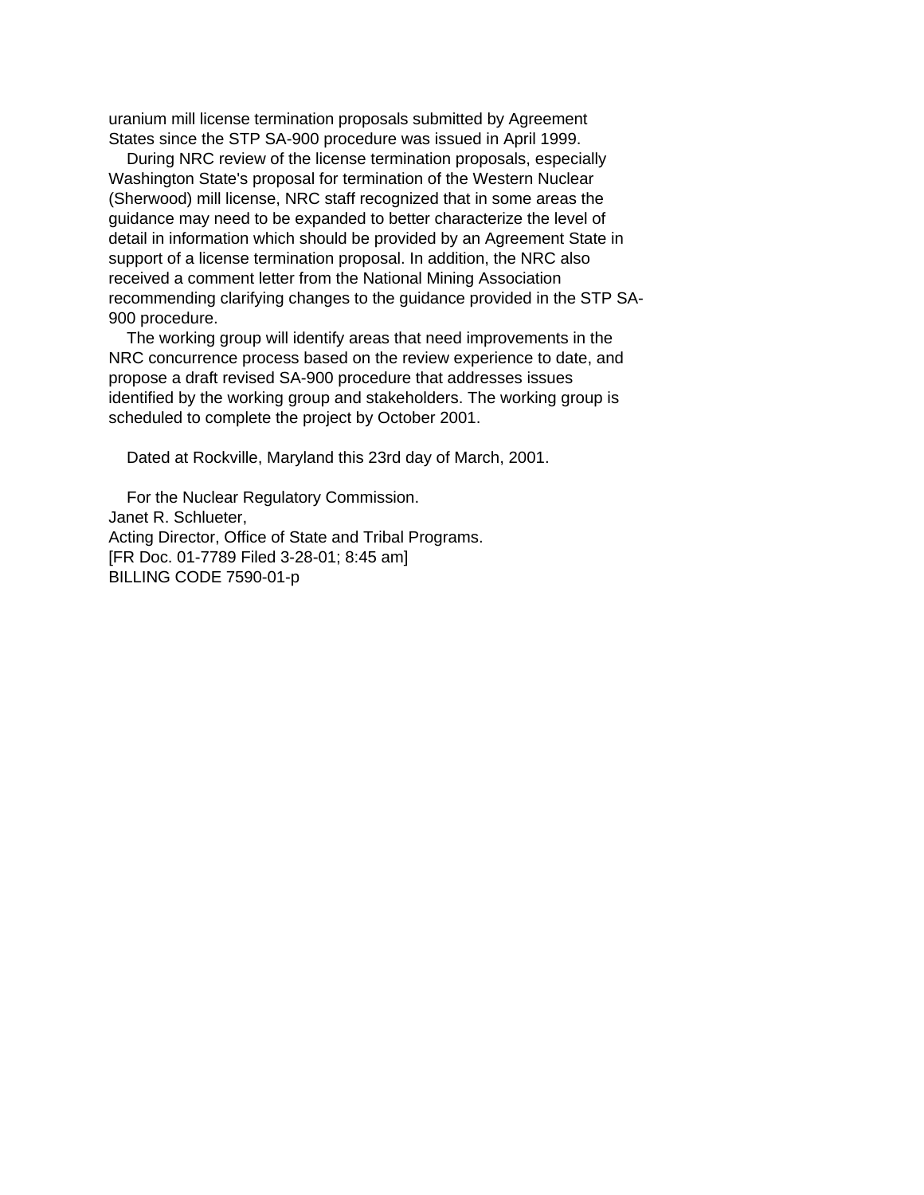uranium mill license termination proposals submitted by Agreement States since the STP SA-900 procedure was issued in April 1999.

During NRC review of the license termination proposals, especially Washington State's proposal for termination of the Western Nuclear (Sherwood) mill license, NRC staff recognized that in some areas the guidance may need to be expanded to better characterize the level of detail in information which should be provided by an Agreement State in support of a license termination proposal. In addition, the NRC also received a comment letter from the National Mining Association recommending clarifying changes to the guidance provided in the STP SA-900 procedure.

The working group will identify areas that need improvements in the NRC concurrence process based on the review experience to date, and propose a draft revised SA-900 procedure that addresses issues identified by the working group and stakeholders. The working group is scheduled to complete the project by October 2001.

Dated at Rockville, Maryland this 23rd day of March, 2001.

For the Nuclear Regulatory Commission.

Janet R. Schlueter,

Acting Director, Office of State and Tribal Programs.

[FR Doc. 01-7789 Filed 3-28-01; 8:45 am]

BILLING CODE 7590-01-p